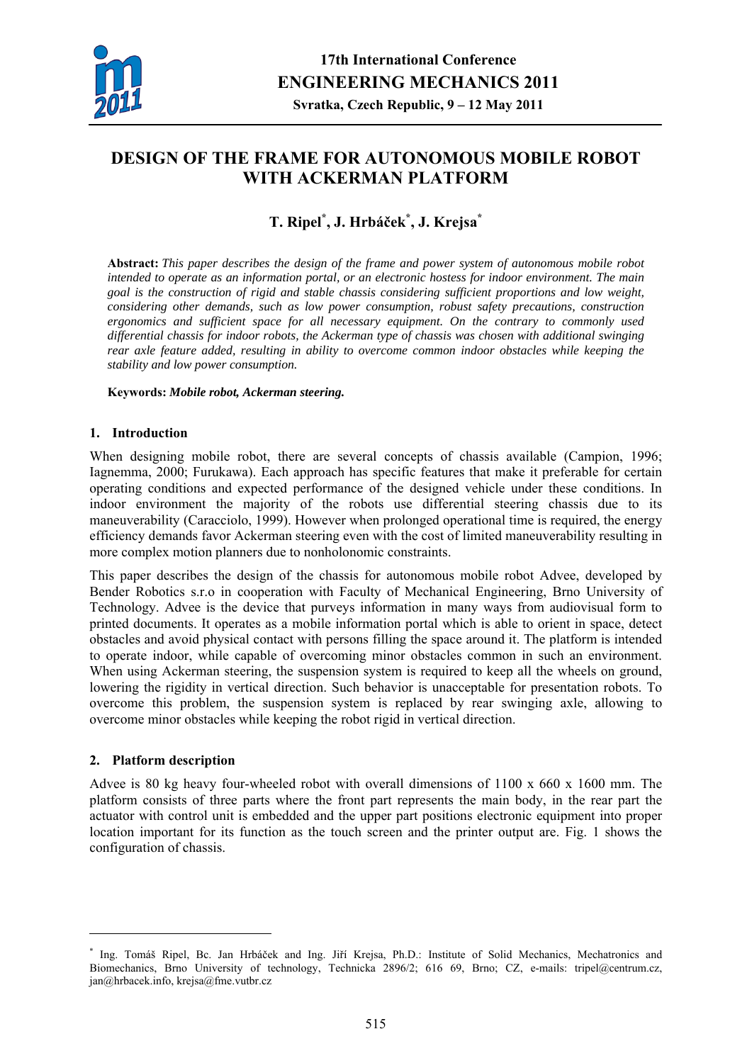17th International Conference
**ENGINEERING MECHANICS 2011**
**Svratka, Czech Republic, 9 – 12 May 2011**

# DESIGN OF THE FRAME FOR AUTONOMOUS MOBILE ROBOT WITH ACKERMAN PLATFORM

**T. Ripel[*], J. Hrbáček[*], J. Krejsa[*]**

**Abstract:** *This paper describes the design of the frame and power system of autonomous mobile robot intended to operate as an information portal, or an electronic hostess for indoor environment. The main goal is the construction of rigid and stable chassis considering sufficient proportions and low weight, considering other demands, such as low power consumption, robust safety precautions, construction ergonomics and sufficient space for all necessary equipment. On the contrary to commonly used differential chassis for indoor robots, the Ackerman type of chassis was chosen with additional swinging rear axle feature added, resulting in ability to overcome common indoor obstacles while keeping the stability and low power consumption.*

**Keywords:** ***Mobile robot, Ackerman steering.***

## 1. Introduction

When designing mobile robot, there are several concepts of chassis available (Campion, 1996; Iagnemma, 2000; Furukawa). Each approach has specific features that make it preferable for certain operating conditions and expected performance of the designed vehicle under these conditions. In indoor environment the majority of the robots use differential steering chassis due to its maneuverability (Caracciolo, 1999). However when prolonged operational time is required, the energy efficiency demands favor Ackerman steering even with the cost of limited maneuverability resulting in more complex motion planners due to nonholonomic constraints.

This paper describes the design of the chassis for autonomous mobile robot Advee, developed by Bender Robotics s.r.o in cooperation with Faculty of Mechanical Engineering, Brno University of Technology. Advee is the device that purveys information in many ways from audiovisual form to printed documents. It operates as a mobile information portal which is able to orient in space, detect obstacles and avoid physical contact with persons filling the space around it. The platform is intended to operate indoor, while capable of overcoming minor obstacles common in such an environment. When using Ackerman steering, the suspension system is required to keep all the wheels on ground, lowering the rigidity in vertical direction. Such behavior is unacceptable for presentation robots. To overcome this problem, the suspension system is replaced by rear swinging axle, allowing to overcome minor obstacles while keeping the robot rigid in vertical direction.

## 2. Platform description

Advee is 80 kg heavy four-wheeled robot with overall dimensions of 1100 x 660 x 1600 mm. The platform consists of three parts where the front part represents the main body, in the rear part the actuator with control unit is embedded and the upper part positions electronic equipment into proper location important for its function as the touch screen and the printer output are. Fig. 1 shows the configuration of chassis.

---

[*] Ing. Tomáš Ripel, Bc. Jan Hrbáček and Ing. Jiří Krejsa, Ph.D.: Institute of Solid Mechanics, Mechatronics and Biomechanics, Brno University of technology, Technicka 2896/2; 616 69, Brno; CZ, e-mails: tripel@centrum.cz, jan@hrbacek.info, krejsa@fme.vutbr.cz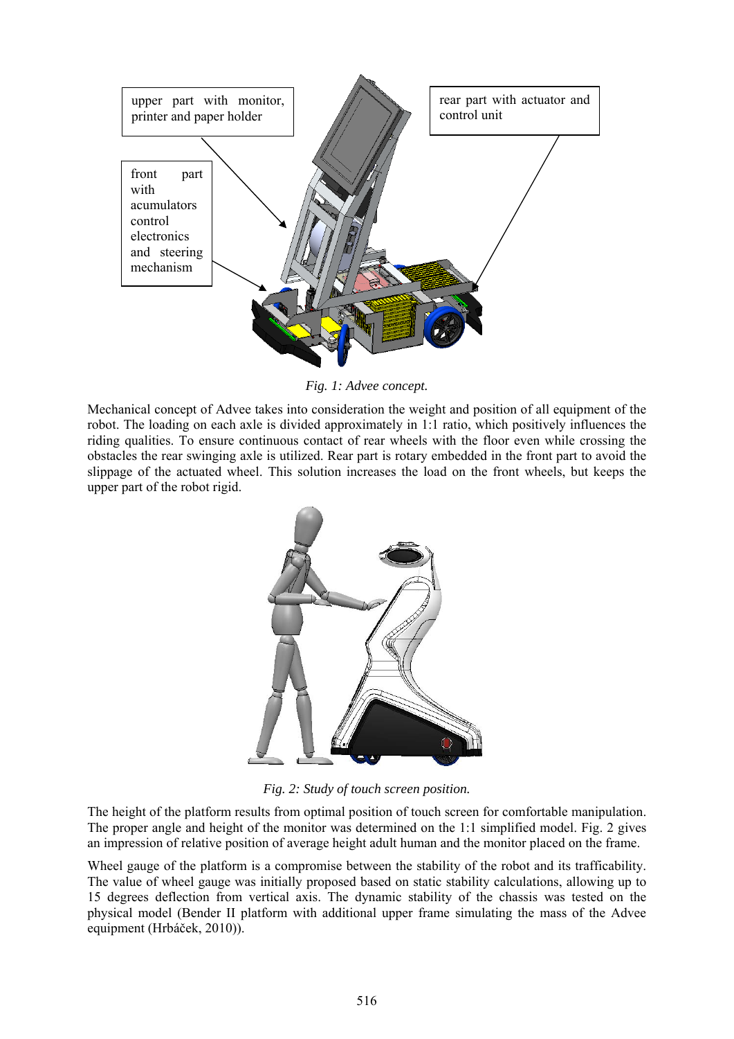upper part with monitor, printer and paper holder

rear part with actuator and control unit

front part with acumulators control electronics and steering mechanism

*Fig. 1: Advee concept.*

Mechanical concept of Advee takes into consideration the weight and position of all equipment of the robot. The loading on each axle is divided approximately in 1:1 ratio, which positively influences the riding qualities. To ensure continuous contact of rear wheels with the floor even while crossing the obstacles the rear swinging axle is utilized. Rear part is rotary embedded in the front part to avoid the slippage of the actuated wheel. This solution increases the load on the front wheels, but keeps the upper part of the robot rigid.

*Fig. 2: Study of touch screen position.*

The height of the platform results from optimal position of touch screen for comfortable manipulation. The proper angle and height of the monitor was determined on the 1:1 simplified model. Fig. 2 gives an impression of relative position of average height adult human and the monitor placed on the frame.

Wheel gauge of the platform is a compromise between the stability of the robot and its trafficability. The value of wheel gauge was initially proposed based on static stability calculations, allowing up to 15 degrees deflection from vertical axis. The dynamic stability of the chassis was tested on the physical model (Bender II platform with additional upper frame simulating the mass of the Advee equipment (Hrbáček, 2010)).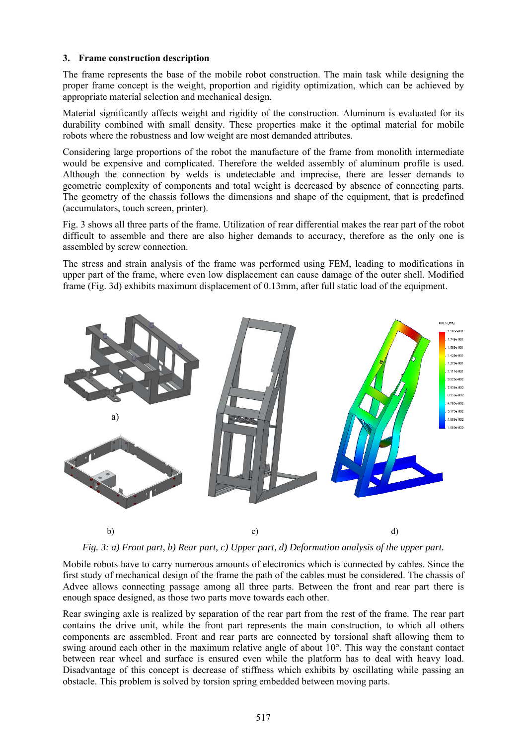## 3. Frame construction description

The frame represents the base of the mobile robot construction. The main task while designing the proper frame concept is the weight, proportion and rigidity optimization, which can be achieved by appropriate material selection and mechanical design.

Material significantly affects weight and rigidity of the construction. Aluminum is evaluated for its durability combined with small density. These properties make it the optimal material for mobile robots where the robustness and low weight are most demanded attributes.

Considering large proportions of the robot the manufacture of the frame from monolith intermediate would be expensive and complicated. Therefore the welded assembly of aluminum profile is used. Although the connection by welds is undetectable and imprecise, there are lesser demands to geometric complexity of components and total weight is decreased by absence of connecting parts. The geometry of the chassis follows the dimensions and shape of the equipment, that is predefined (accumulators, touch screen, printer).

Fig. 3 shows all three parts of the frame. Utilization of rear differential makes the rear part of the robot difficult to assemble and there are also higher demands to accuracy, therefore as the only one is assembled by screw connection.

The stress and strain analysis of the frame was performed using FEM, leading to modifications in upper part of the frame, where even low displacement can cause damage of the outer shell. Modified frame (Fig. 3d) exhibits maximum displacement of 0.13mm, after full static load of the equipment.

*Fig. 3: a) Front part, b) Rear part, c) Upper part, d) Deformation analysis of the upper part.*

Mobile robots have to carry numerous amounts of electronics which is connected by cables. Since the first study of mechanical design of the frame the path of the cables must be considered. The chassis of Advee allows connecting passage among all three parts. Between the front and rear part there is enough space designed, as those two parts move towards each other.

Rear swinging axle is realized by separation of the rear part from the rest of the frame. The rear part contains the drive unit, while the front part represents the main construction, to which all others components are assembled. Front and rear parts are connected by torsional shaft allowing them to swing around each other in the maximum relative angle of about 10°. This way the constant contact between rear wheel and surface is ensured even while the platform has to deal with heavy load. Disadvantage of this concept is decrease of stiffness which exhibits by oscillating while passing an obstacle. This problem is solved by torsion spring embedded between moving parts.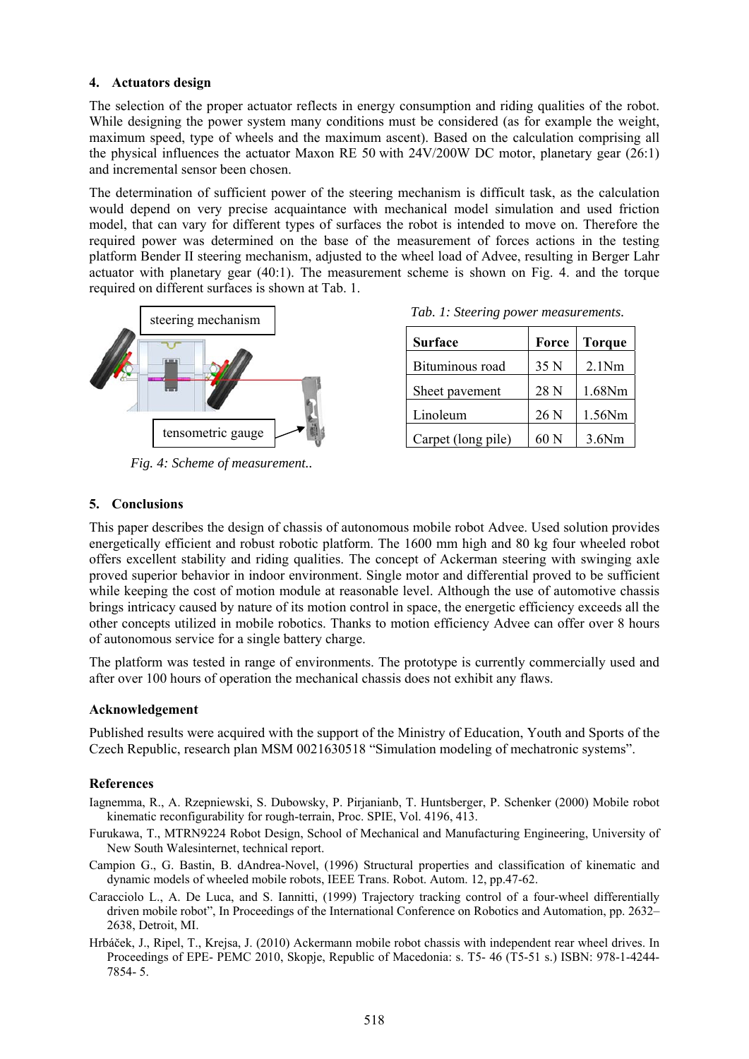## 4. Actuators design

The selection of the proper actuator reflects in energy consumption and riding qualities of the robot. While designing the power system many conditions must be considered (as for example the weight, maximum speed, type of wheels and the maximum ascent). Based on the calculation comprising all the physical influences the actuator Maxon RE 50 with 24V/200W DC motor, planetary gear (26:1) and incremental sensor been chosen.

The determination of sufficient power of the steering mechanism is difficult task, as the calculation would depend on very precise acquaintance with mechanical model simulation and used friction model, that can vary for different types of surfaces the robot is intended to move on. Therefore the required power was determined on the base of the measurement of forces actions in the testing platform Bender II steering mechanism, adjusted to the wheel load of Advee, resulting in Berger Lahr actuator with planetary gear (40:1). The measurement scheme is shown on Fig. 4. and the torque required on different surfaces is shown at Tab. 1.

steering mechanism

tensometric gauge

*Fig. 4: Scheme of measurement..*

*Tab. 1: Steering power measurements.*

| Surface | Force | Torque |
|---|---|---|
| Bituminous road | 35 N | 2.1Nm |
| Sheet pavement | 28 N | 1.68Nm |
| Linoleum | 26 N | 1.56Nm |
| Carpet (long pile) | 60 N | 3.6Nm |

## 5. Conclusions

This paper describes the design of chassis of autonomous mobile robot Advee. Used solution provides energetically efficient and robust robotic platform. The 1600 mm high and 80 kg four wheeled robot offers excellent stability and riding qualities. The concept of Ackerman steering with swinging axle proved superior behavior in indoor environment. Single motor and differential proved to be sufficient while keeping the cost of motion module at reasonable level. Although the use of automotive chassis brings intricacy caused by nature of its motion control in space, the energetic efficiency exceeds all the other concepts utilized in mobile robotics. Thanks to motion efficiency Advee can offer over 8 hours of autonomous service for a single battery charge.

The platform was tested in range of environments. The prototype is currently commercially used and after over 100 hours of operation the mechanical chassis does not exhibit any flaws.

### Acknowledgement

Published results were acquired with the support of the Ministry of Education, Youth and Sports of the Czech Republic, research plan MSM 0021630518 "Simulation modeling of mechatronic systems".

### References

Iagnemma, R., A. Rzepniewski, S. Dubowsky, P. Pirjanianb, T. Huntsberger, P. Schenker (2000) Mobile robot kinematic reconfigurability for rough-terrain, Proc. SPIE, Vol. 4196, 413.

Furukawa, T., MTRN9224 Robot Design, School of Mechanical and Manufacturing Engineering, University of New South Walesinternet, technical report.

Campion G., G. Bastin, B. dAndrea-Novel, (1996) Structural properties and classification of kinematic and dynamic models of wheeled mobile robots, IEEE Trans. Robot. Autom. 12, pp.47-62.

Caracciolo L., A. De Luca, and S. Iannitti, (1999) Trajectory tracking control of a four-wheel differentially driven mobile robot", In Proceedings of the International Conference on Robotics and Automation, pp. 2632–2638, Detroit, MI.

Hrbáček, J., Ripel, T., Krejsa, J. (2010) Ackermann mobile robot chassis with independent rear wheel drives. In Proceedings of EPE- PEMC 2010, Skopje, Republic of Macedonia: s. T5- 46 (T5-51 s.) ISBN: 978-1-4244-7854- 5.